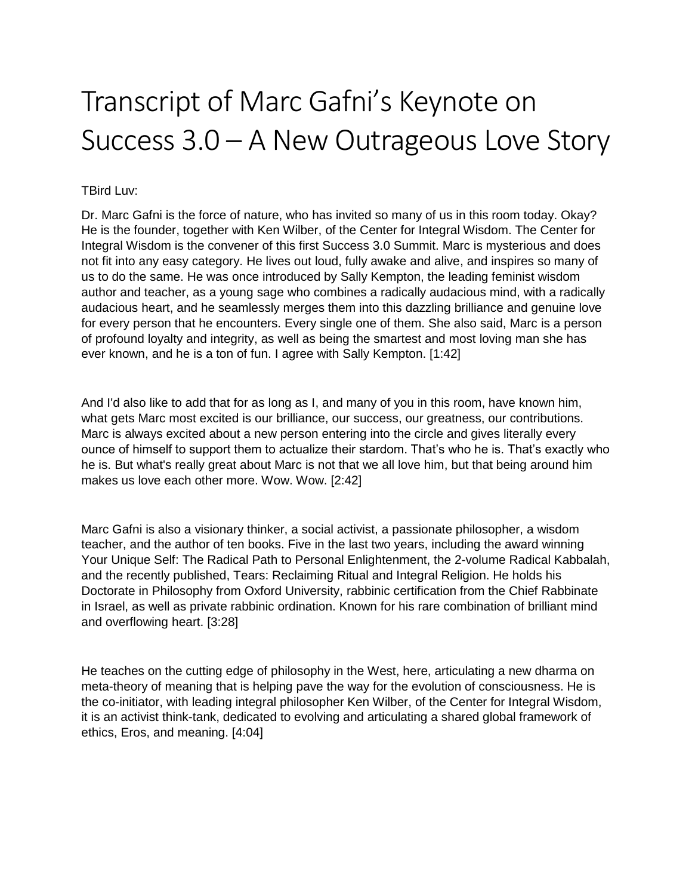# Transcript of Marc Gafni's Keynote on Success 3.0 – A New Outrageous Love Story

TBird Luv:

Dr. Marc Gafni is the force of nature, who has invited so many of us in this room today. Okay? He is the founder, together with Ken Wilber, of the Center for Integral Wisdom. The Center for Integral Wisdom is the convener of this first Success 3.0 Summit. Marc is mysterious and does not fit into any easy category. He lives out loud, fully awake and alive, and inspires so many of us to do the same. He was once introduced by Sally Kempton, the leading feminist wisdom author and teacher, as a young sage who combines a radically audacious mind, with a radically audacious heart, and he seamlessly merges them into this dazzling brilliance and genuine love for every person that he encounters. Every single one of them. She also said, Marc is a person of profound loyalty and integrity, as well as being the smartest and most loving man she has ever known, and he is a ton of fun. I agree with Sally Kempton. [1:42]

And I'd also like to add that for as long as I, and many of you in this room, have known him, what gets Marc most excited is our brilliance, our success, our greatness, our contributions. Marc is always excited about a new person entering into the circle and gives literally every ounce of himself to support them to actualize their stardom. That's who he is. That's exactly who he is. But what's really great about Marc is not that we all love him, but that being around him makes us love each other more. Wow. Wow. [2:42]

Marc Gafni is also a visionary thinker, a social activist, a passionate philosopher, a wisdom teacher, and the author of ten books. Five in the last two years, including the award winning Your Unique Self: The Radical Path to Personal Enlightenment, the 2-volume Radical Kabbalah, and the recently published, Tears: Reclaiming Ritual and Integral Religion. He holds his Doctorate in Philosophy from Oxford University, rabbinic certification from the Chief Rabbinate in Israel, as well as private rabbinic ordination. Known for his rare combination of brilliant mind and overflowing heart. [3:28]

He teaches on the cutting edge of philosophy in the West, here, articulating a new dharma on meta-theory of meaning that is helping pave the way for the evolution of consciousness. He is the co-initiator, with leading integral philosopher Ken Wilber, of the Center for Integral Wisdom, it is an activist think-tank, dedicated to evolving and articulating a shared global framework of ethics, Eros, and meaning. [4:04]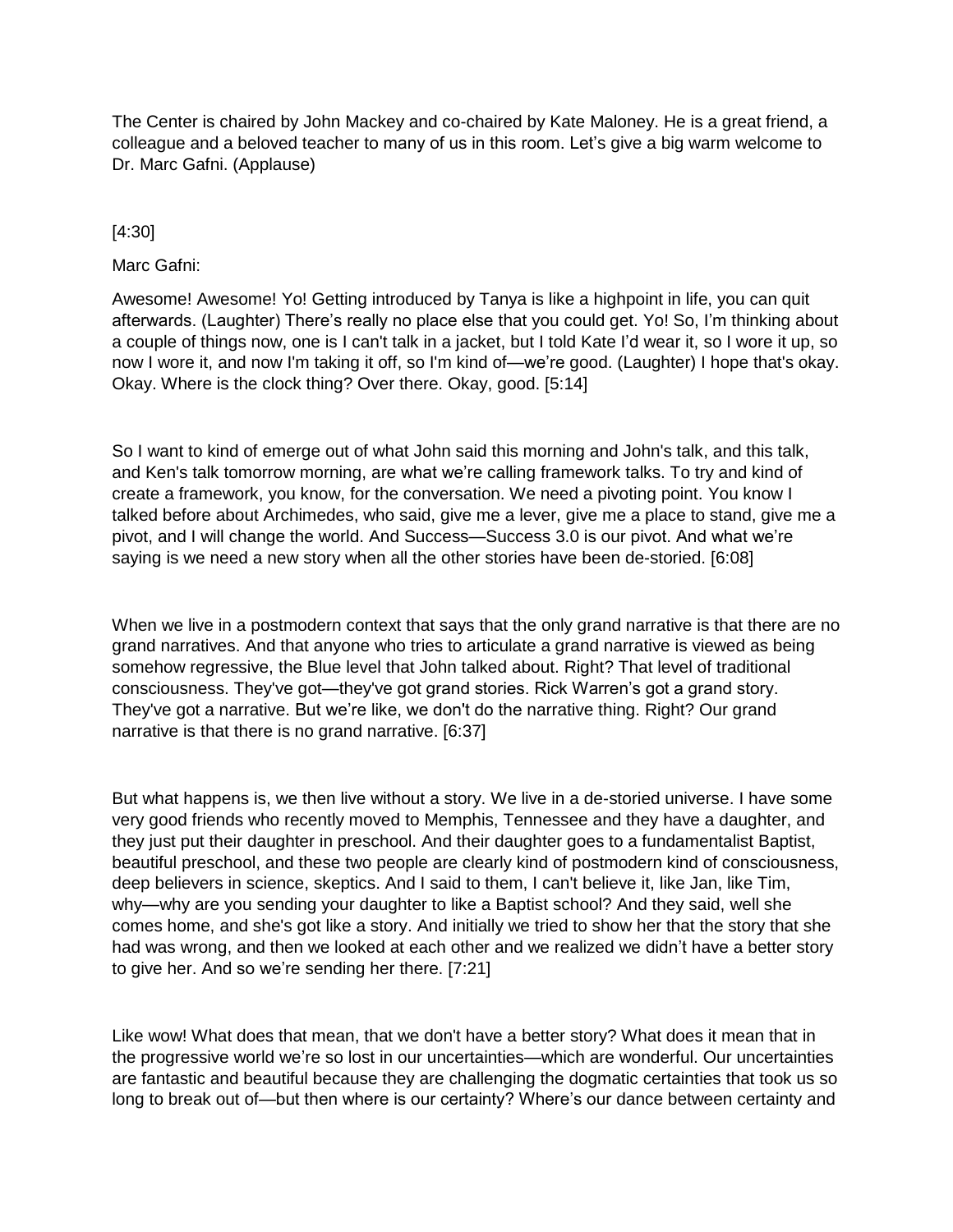The Center is chaired by John Mackey and co-chaired by Kate Maloney. He is a great friend, a colleague and a beloved teacher to many of us in this room. Let's give a big warm welcome to Dr. Marc Gafni. (Applause)

[4:30]

Marc Gafni:

Awesome! Awesome! Yo! Getting introduced by Tanya is like a highpoint in life, you can quit afterwards. (Laughter) There's really no place else that you could get. Yo! So, I'm thinking about a couple of things now, one is I can't talk in a jacket, but I told Kate I'd wear it, so I wore it up, so now I wore it, and now I'm taking it off, so I'm kind of—we're good. (Laughter) I hope that's okay. Okay. Where is the clock thing? Over there. Okay, good. [5:14]

So I want to kind of emerge out of what John said this morning and John's talk, and this talk, and Ken's talk tomorrow morning, are what we're calling framework talks. To try and kind of create a framework, you know, for the conversation. We need a pivoting point. You know I talked before about Archimedes, who said, give me a lever, give me a place to stand, give me a pivot, and I will change the world. And Success—Success 3.0 is our pivot. And what we're saying is we need a new story when all the other stories have been de-storied. [6:08]

When we live in a postmodern context that says that the only grand narrative is that there are no grand narratives. And that anyone who tries to articulate a grand narrative is viewed as being somehow regressive, the Blue level that John talked about. Right? That level of traditional consciousness. They've got—they've got grand stories. Rick Warren's got a grand story. They've got a narrative. But we're like, we don't do the narrative thing. Right? Our grand narrative is that there is no grand narrative. [6:37]

But what happens is, we then live without a story. We live in a de-storied universe. I have some very good friends who recently moved to Memphis, Tennessee and they have a daughter, and they just put their daughter in preschool. And their daughter goes to a fundamentalist Baptist, beautiful preschool, and these two people are clearly kind of postmodern kind of consciousness, deep believers in science, skeptics. And I said to them, I can't believe it, like Jan, like Tim, why—why are you sending your daughter to like a Baptist school? And they said, well she comes home, and she's got like a story. And initially we tried to show her that the story that she had was wrong, and then we looked at each other and we realized we didn't have a better story to give her. And so we're sending her there. [7:21]

Like wow! What does that mean, that we don't have a better story? What does it mean that in the progressive world we're so lost in our uncertainties—which are wonderful. Our uncertainties are fantastic and beautiful because they are challenging the dogmatic certainties that took us so long to break out of—but then where is our certainty? Where's our dance between certainty and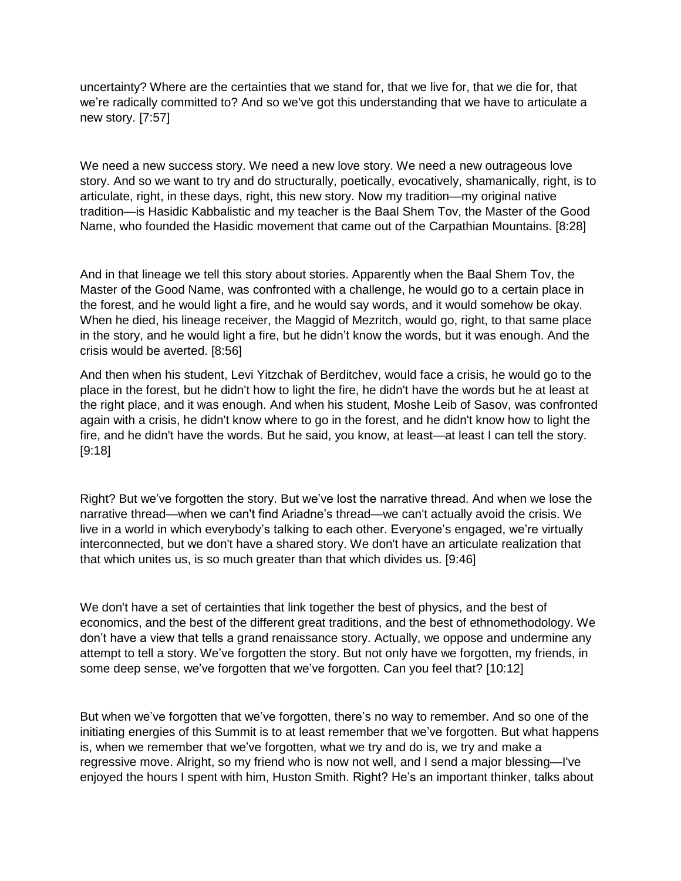uncertainty? Where are the certainties that we stand for, that we live for, that we die for, that we're radically committed to? And so we've got this understanding that we have to articulate a new story. [7:57]

We need a new success story. We need a new love story. We need a new outrageous love story. And so we want to try and do structurally, poetically, evocatively, shamanically, right, is to articulate, right, in these days, right, this new story. Now my tradition—my original native tradition—is Hasidic Kabbalistic and my teacher is the Baal Shem Tov, the Master of the Good Name, who founded the Hasidic movement that came out of the Carpathian Mountains. [8:28]

And in that lineage we tell this story about stories. Apparently when the Baal Shem Tov, the Master of the Good Name, was confronted with a challenge, he would go to a certain place in the forest, and he would light a fire, and he would say words, and it would somehow be okay. When he died, his lineage receiver, the Maggid of Mezritch, would go, right, to that same place in the story, and he would light a fire, but he didn't know the words, but it was enough. And the crisis would be averted. [8:56]

And then when his student, Levi Yitzchak of Berditchev, would face a crisis, he would go to the place in the forest, but he didn't how to light the fire, he didn't have the words but he at least at the right place, and it was enough. And when his student, Moshe Leib of Sasov, was confronted again with a crisis, he didn't know where to go in the forest, and he didn't know how to light the fire, and he didn't have the words. But he said, you know, at least—at least I can tell the story. [9:18]

Right? But we've forgotten the story. But we've lost the narrative thread. And when we lose the narrative thread—when we can't find Ariadne's thread—we can't actually avoid the crisis. We live in a world in which everybody's talking to each other. Everyone's engaged, we're virtually interconnected, but we don't have a shared story. We don't have an articulate realization that that which unites us, is so much greater than that which divides us. [9:46]

We don't have a set of certainties that link together the best of physics, and the best of economics, and the best of the different great traditions, and the best of ethnomethodology. We don't have a view that tells a grand renaissance story. Actually, we oppose and undermine any attempt to tell a story. We've forgotten the story. But not only have we forgotten, my friends, in some deep sense, we've forgotten that we've forgotten. Can you feel that? [10:12]

But when we've forgotten that we've forgotten, there's no way to remember. And so one of the initiating energies of this Summit is to at least remember that we've forgotten. But what happens is, when we remember that we've forgotten, what we try and do is, we try and make a regressive move. Alright, so my friend who is now not well, and I send a major blessing—I've enjoyed the hours I spent with him, Huston Smith. Right? He's an important thinker, talks about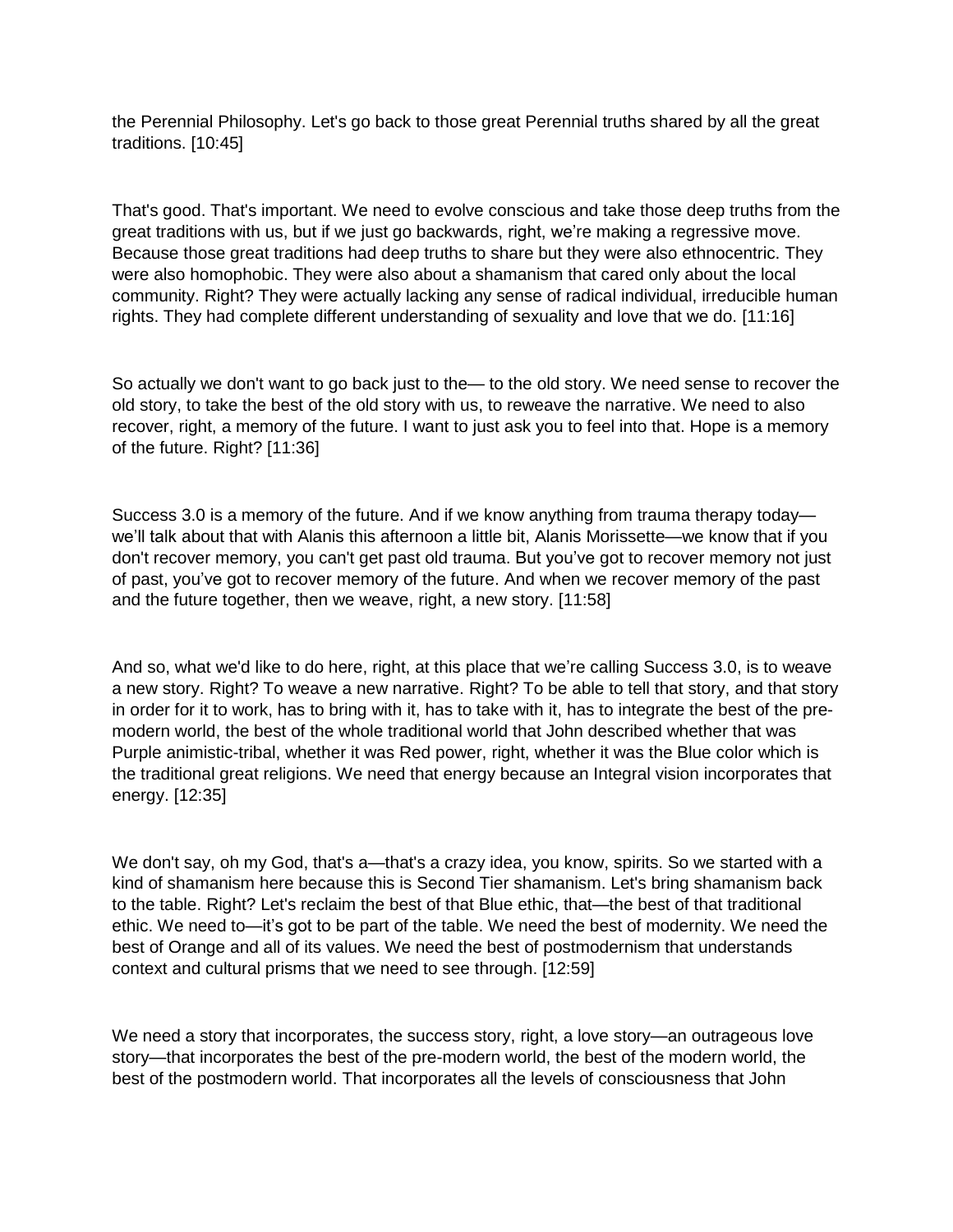the Perennial Philosophy. Let's go back to those great Perennial truths shared by all the great traditions. [10:45]

That's good. That's important. We need to evolve conscious and take those deep truths from the great traditions with us, but if we just go backwards, right, we're making a regressive move. Because those great traditions had deep truths to share but they were also ethnocentric. They were also homophobic. They were also about a shamanism that cared only about the local community. Right? They were actually lacking any sense of radical individual, irreducible human rights. They had complete different understanding of sexuality and love that we do. [11:16]

So actually we don't want to go back just to the— to the old story. We need sense to recover the old story, to take the best of the old story with us, to reweave the narrative. We need to also recover, right, a memory of the future. I want to just ask you to feel into that. Hope is a memory of the future. Right? [11:36]

Success 3.0 is a memory of the future. And if we know anything from trauma therapy today—we'll talk about that with Alanis this afternoon a little bit, Alanis Morissette—we know that if you don't recover memory, you can't get past old trauma. But you've got to recover memory not just of past, you've got to recover memory of the future. And when we recover memory of the past and the future together, then we weave, right, a new story. [11:58]

And so, what we'd like to do here, right, at this place that we're calling Success 3.0, is to weave a new story. Right? To weave a new narrative. Right? To be able to tell that story, and that story in order for it to work, has to bring with it, has to take with it, has to integrate the best of the pre-modern world, the best of the whole traditional world that John described whether that was Purple animistic-tribal, whether it was Red power, right, whether it was the Blue color which is the traditional great religions. We need that energy because an Integral vision incorporates that energy. [12:35]

We don't say, oh my God, that's a—that's a crazy idea, you know, spirits. So we started with a kind of shamanism here because this is Second Tier shamanism. Let's bring shamanism back to the table. Right? Let's reclaim the best of that Blue ethic, that—the best of that traditional ethic. We need to—it's got to be part of the table. We need the best of modernity. We need the best of Orange and all of its values. We need the best of postmodernism that understands context and cultural prisms that we need to see through. [12:59]

We need a story that incorporates, the success story, right, a love story—an outrageous love story—that incorporates the best of the pre-modern world, the best of the modern world, the best of the postmodern world. That incorporates all the levels of consciousness that John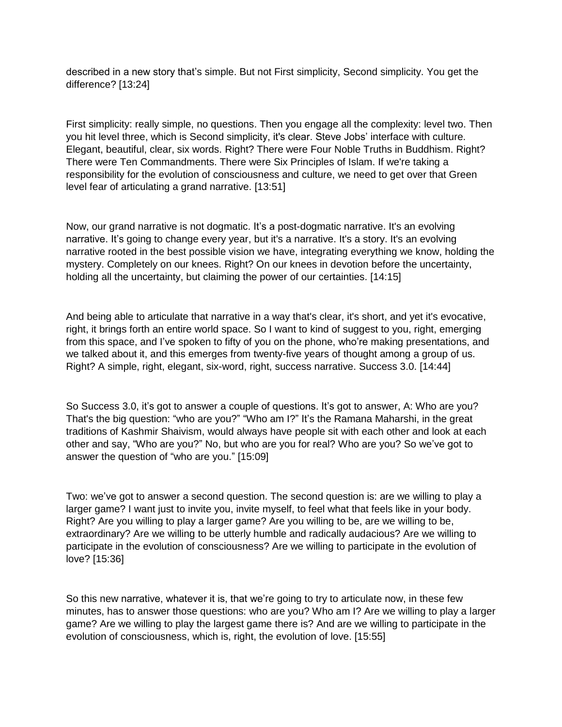described in a new story that's simple. But not First simplicity, Second simplicity. You get the difference? [13:24]

First simplicity: really simple, no questions. Then you engage all the complexity: level two. Then you hit level three, which is Second simplicity, it's clear. Steve Jobs' interface with culture. Elegant, beautiful, clear, six words. Right? There were Four Noble Truths in Buddhism. Right? There were Ten Commandments. There were Six Principles of Islam. If we're taking a responsibility for the evolution of consciousness and culture, we need to get over that Green level fear of articulating a grand narrative. [13:51]

Now, our grand narrative is not dogmatic. It's a post-dogmatic narrative. It's an evolving narrative. It's going to change every year, but it's a narrative. It's a story. It's an evolving narrative rooted in the best possible vision we have, integrating everything we know, holding the mystery. Completely on our knees. Right? On our knees in devotion before the uncertainty, holding all the uncertainty, but claiming the power of our certainties. [14:15]

And being able to articulate that narrative in a way that's clear, it's short, and yet it's evocative, right, it brings forth an entire world space. So I want to kind of suggest to you, right, emerging from this space, and I've spoken to fifty of you on the phone, who're making presentations, and we talked about it, and this emerges from twenty-five years of thought among a group of us. Right? A simple, right, elegant, six-word, right, success narrative. Success 3.0. [14:44]

So Success 3.0, it's got to answer a couple of questions. It's got to answer, A: Who are you? That's the big question: "who are you?" "Who am I?" It's the Ramana Maharshi, in the great traditions of Kashmir Shaivism, would always have people sit with each other and look at each other and say, "Who are you?" No, but who are you for real? Who are you? So we've got to answer the question of "who are you." [15:09]

Two: we've got to answer a second question. The second question is: are we willing to play a larger game? I want just to invite you, invite myself, to feel what that feels like in your body. Right? Are you willing to play a larger game? Are you willing to be, are we willing to be, extraordinary? Are we willing to be utterly humble and radically audacious? Are we willing to participate in the evolution of consciousness? Are we willing to participate in the evolution of love? [15:36]

So this new narrative, whatever it is, that we're going to try to articulate now, in these few minutes, has to answer those questions: who are you? Who am I? Are we willing to play a larger game? Are we willing to play the largest game there is? And are we willing to participate in the evolution of consciousness, which is, right, the evolution of love. [15:55]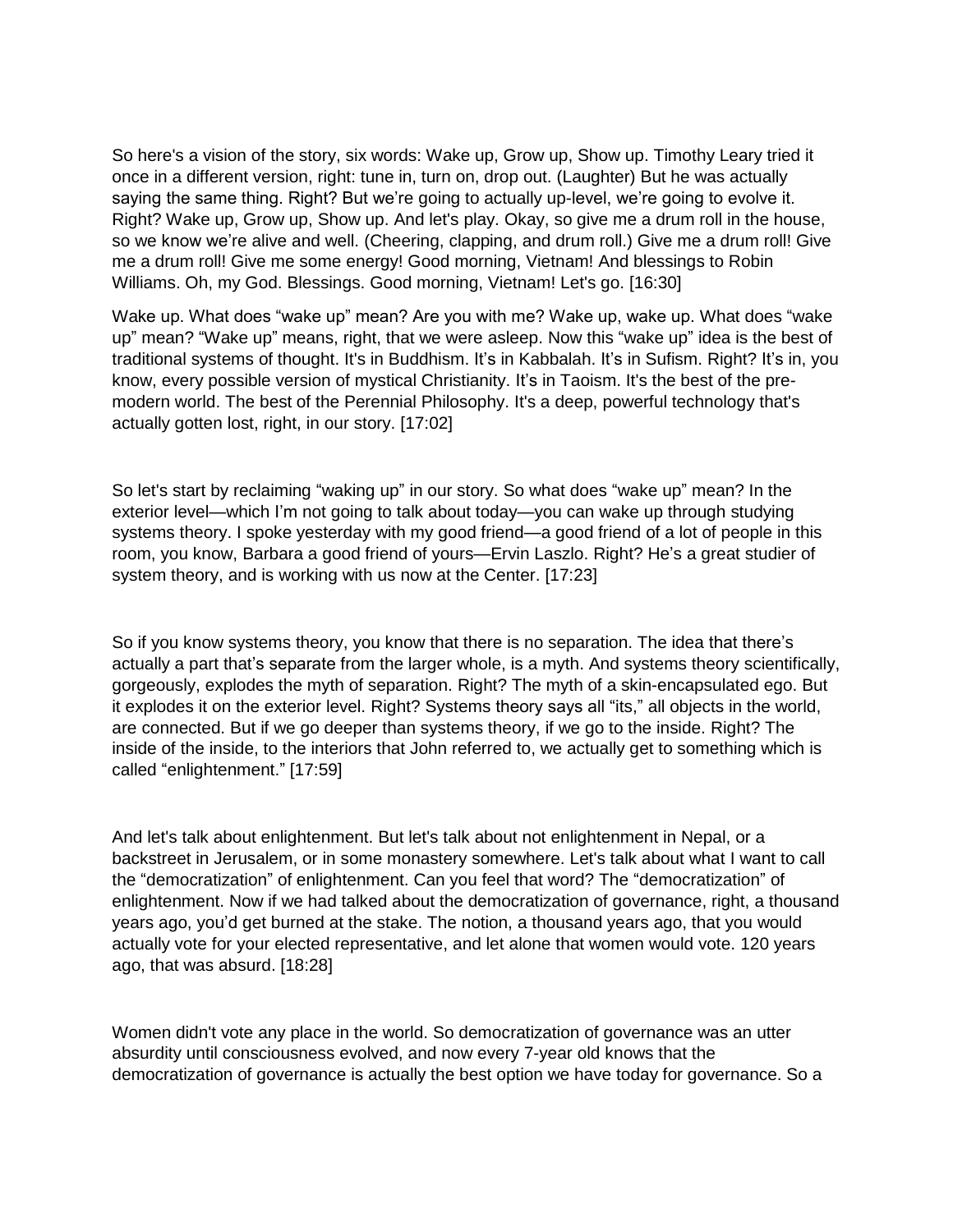So here's a vision of the story, six words: Wake up, Grow up, Show up. Timothy Leary tried it once in a different version, right: tune in, turn on, drop out. (Laughter) But he was actually saying the same thing. Right? But we're going to actually up-level, we're going to evolve it. Right? Wake up, Grow up, Show up. And let's play. Okay, so give me a drum roll in the house, so we know we're alive and well. (Cheering, clapping, and drum roll.) Give me a drum roll! Give me a drum roll! Give me some energy! Good morning, Vietnam! And blessings to Robin Williams. Oh, my God. Blessings. Good morning, Vietnam! Let's go. [16:30]

Wake up. What does "wake up" mean? Are you with me? Wake up, wake up. What does "wake up" mean? "Wake up" means, right, that we were asleep. Now this "wake up" idea is the best of traditional systems of thought. It's in Buddhism. It's in Kabbalah. It's in Sufism. Right? It's in, you know, every possible version of mystical Christianity. It's in Taoism. It's the best of the pre-modern world. The best of the Perennial Philosophy. It's a deep, powerful technology that's actually gotten lost, right, in our story. [17:02]

So let's start by reclaiming "waking up" in our story. So what does "wake up" mean? In the exterior level—which I'm not going to talk about today—you can wake up through studying systems theory. I spoke yesterday with my good friend—a good friend of a lot of people in this room, you know, Barbara a good friend of yours—Ervin Laszlo. Right? He's a great studier of system theory, and is working with us now at the Center. [17:23]

So if you know systems theory, you know that there is no separation. The idea that there's actually a part that's separate from the larger whole, is a myth. And systems theory scientifically, gorgeously, explodes the myth of separation. Right? The myth of a skin-encapsulated ego. But it explodes it on the exterior level. Right? Systems theory says all "its," all objects in the world, are connected. But if we go deeper than systems theory, if we go to the inside. Right? The inside of the inside, to the interiors that John referred to, we actually get to something which is called "enlightenment." [17:59]

And let's talk about enlightenment. But let's talk about not enlightenment in Nepal, or a backstreet in Jerusalem, or in some monastery somewhere. Let's talk about what I want to call the "democratization" of enlightenment. Can you feel that word? The "democratization" of enlightenment. Now if we had talked about the democratization of governance, right, a thousand years ago, you'd get burned at the stake. The notion, a thousand years ago, that you would actually vote for your elected representative, and let alone that women would vote. 120 years ago, that was absurd. [18:28]

Women didn't vote any place in the world. So democratization of governance was an utter absurdity until consciousness evolved, and now every 7-year old knows that the democratization of governance is actually the best option we have today for governance. So a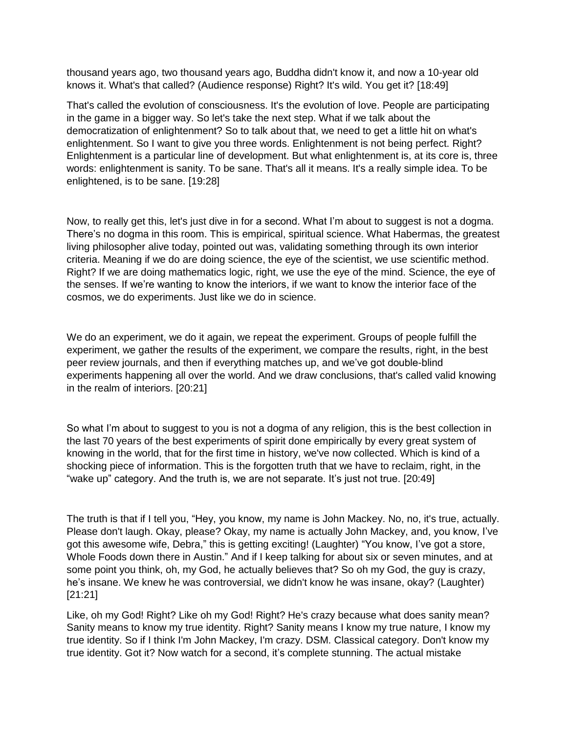thousand years ago, two thousand years ago, Buddha didn't know it, and now a 10-year old knows it. What's that called? (Audience response) Right? It's wild. You get it? [18:49]

That's called the evolution of consciousness. It's the evolution of love. People are participating in the game in a bigger way. So let's take the next step. What if we talk about the democratization of enlightenment? So to talk about that, we need to get a little hit on what's enlightenment. So I want to give you three words. Enlightenment is not being perfect. Right? Enlightenment is a particular line of development. But what enlightenment is, at its core is, three words: enlightenment is sanity. To be sane. That's all it means. It's a really simple idea. To be enlightened, is to be sane. [19:28]

Now, to really get this, let's just dive in for a second. What I'm about to suggest is not a dogma. There's no dogma in this room. This is empirical, spiritual science. What Habermas, the greatest living philosopher alive today, pointed out was, validating something through its own interior criteria. Meaning if we do are doing science, the eye of the scientist, we use scientific method. Right? If we are doing mathematics logic, right, we use the eye of the mind. Science, the eye of the senses. If we're wanting to know the interiors, if we want to know the interior face of the cosmos, we do experiments. Just like we do in science.

We do an experiment, we do it again, we repeat the experiment. Groups of people fulfill the experiment, we gather the results of the experiment, we compare the results, right, in the best peer review journals, and then if everything matches up, and we've got double-blind experiments happening all over the world. And we draw conclusions, that's called valid knowing in the realm of interiors. [20:21]

So what I'm about to suggest to you is not a dogma of any religion, this is the best collection in the last 70 years of the best experiments of spirit done empirically by every great system of knowing in the world, that for the first time in history, we've now collected. Which is kind of a shocking piece of information. This is the forgotten truth that we have to reclaim, right, in the "wake up" category. And the truth is, we are not separate. It's just not true. [20:49]

The truth is that if I tell you, "Hey, you know, my name is John Mackey. No, no, it's true, actually. Please don't laugh. Okay, please? Okay, my name is actually John Mackey, and, you know, I've got this awesome wife, Debra," this is getting exciting! (Laughter) "You know, I've got a store, Whole Foods down there in Austin." And if I keep talking for about six or seven minutes, and at some point you think, oh, my God, he actually believes that? So oh my God, the guy is crazy, he's insane. We knew he was controversial, we didn't know he was insane, okay? (Laughter) [21:21]

Like, oh my God! Right? Like oh my God! Right? He's crazy because what does sanity mean? Sanity means to know my true identity. Right? Sanity means I know my true nature, I know my true identity. So if I think I'm John Mackey, I'm crazy. DSM. Classical category. Don't know my true identity. Got it? Now watch for a second, it's complete stunning. The actual mistake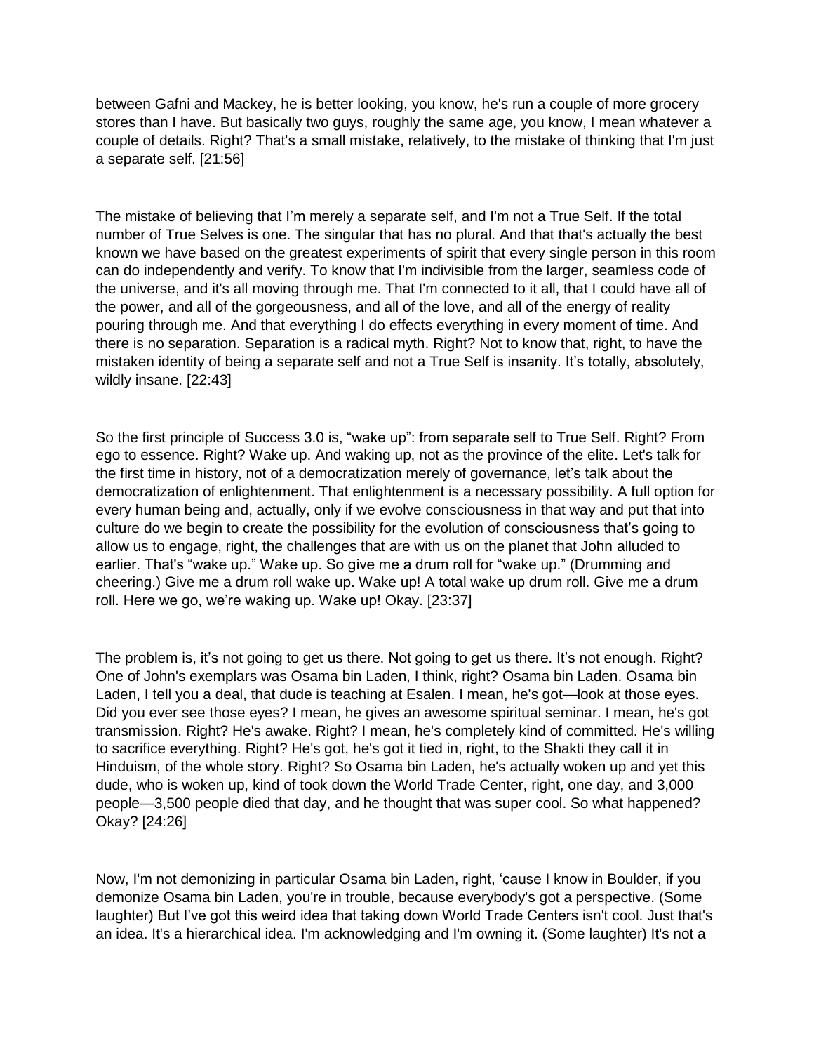between Gafni and Mackey, he is better looking, you know, he's run a couple of more grocery stores than I have. But basically two guys, roughly the same age, you know, I mean whatever a couple of details. Right? That's a small mistake, relatively, to the mistake of thinking that I'm just a separate self. [21:56]

The mistake of believing that I'm merely a separate self, and I'm not a True Self. If the total number of True Selves is one. The singular that has no plural. And that that's actually the best known we have based on the greatest experiments of spirit that every single person in this room can do independently and verify. To know that I'm indivisible from the larger, seamless code of the universe, and it's all moving through me. That I'm connected to it all, that I could have all of the power, and all of the gorgeousness, and all of the love, and all of the energy of reality pouring through me. And that everything I do effects everything in every moment of time. And there is no separation. Separation is a radical myth. Right? Not to know that, right, to have the mistaken identity of being a separate self and not a True Self is insanity. It's totally, absolutely, wildly insane. [22:43]

So the first principle of Success 3.0 is, "wake up": from separate self to True Self. Right? From ego to essence. Right? Wake up. And waking up, not as the province of the elite. Let's talk for the first time in history, not of a democratization merely of governance, let's talk about the democratization of enlightenment. That enlightenment is a necessary possibility. A full option for every human being and, actually, only if we evolve consciousness in that way and put that into culture do we begin to create the possibility for the evolution of consciousness that's going to allow us to engage, right, the challenges that are with us on the planet that John alluded to earlier. That's "wake up." Wake up. So give me a drum roll for "wake up." (Drumming and cheering.) Give me a drum roll wake up. Wake up! A total wake up drum roll. Give me a drum roll. Here we go, we're waking up. Wake up! Okay. [23:37]

The problem is, it's not going to get us there. Not going to get us there. It's not enough. Right? One of John's exemplars was Osama bin Laden, I think, right? Osama bin Laden. Osama bin Laden, I tell you a deal, that dude is teaching at Esalen. I mean, he's got—look at those eyes. Did you ever see those eyes? I mean, he gives an awesome spiritual seminar. I mean, he's got transmission. Right? He's awake. Right? I mean, he's completely kind of committed. He's willing to sacrifice everything. Right? He's got, he's got it tied in, right, to the Shakti they call it in Hinduism, of the whole story. Right? So Osama bin Laden, he's actually woken up and yet this dude, who is woken up, kind of took down the World Trade Center, right, one day, and 3,000 people—3,500 people died that day, and he thought that was super cool. So what happened? Okay? [24:26]

Now, I'm not demonizing in particular Osama bin Laden, right, 'cause I know in Boulder, if you demonize Osama bin Laden, you're in trouble, because everybody's got a perspective. (Some laughter) But I've got this weird idea that taking down World Trade Centers isn't cool. Just that's an idea. It's a hierarchical idea. I'm acknowledging and I'm owning it. (Some laughter) It's not a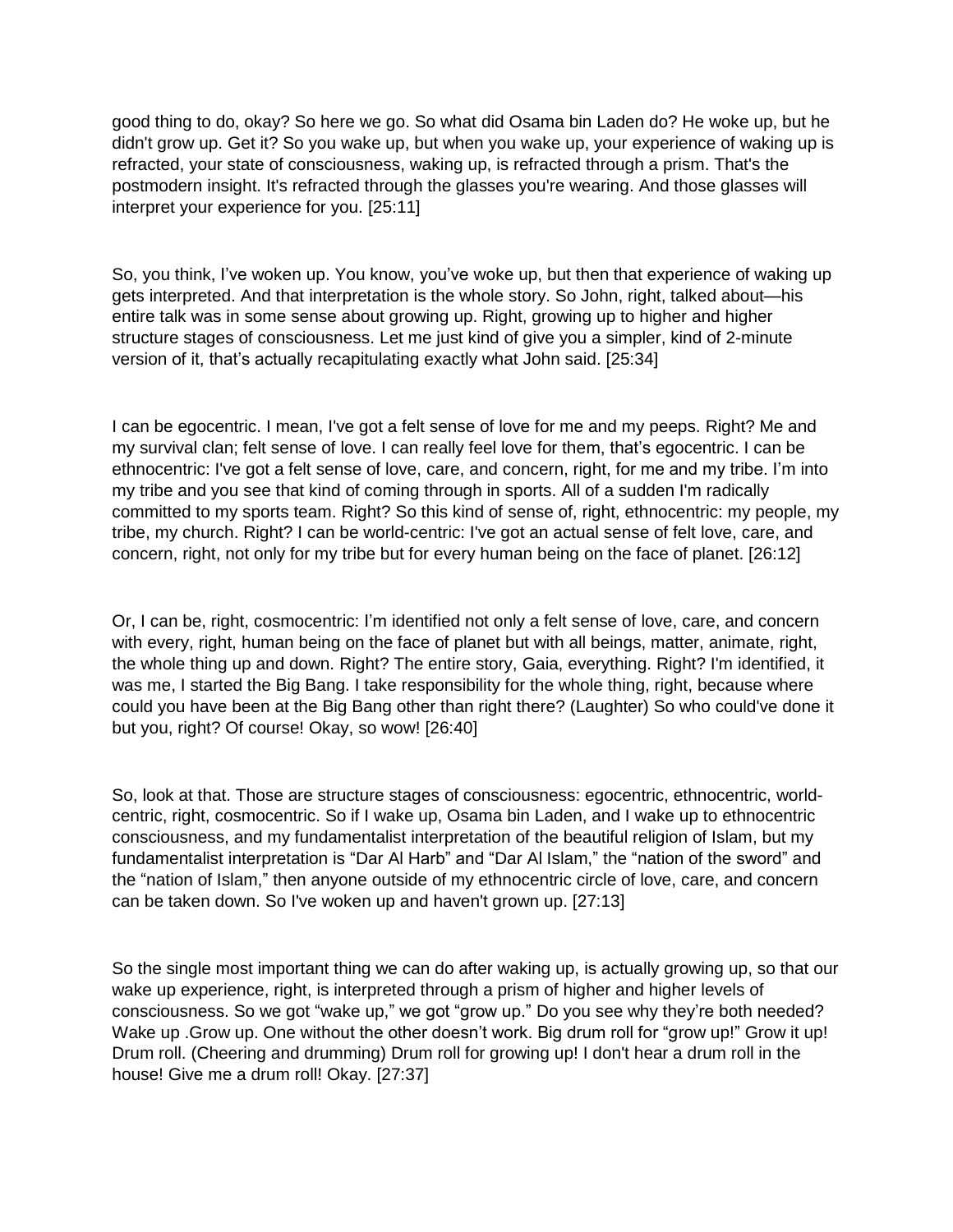good thing to do, okay? So here we go. So what did Osama bin Laden do? He woke up, but he didn't grow up. Get it? So you wake up, but when you wake up, your experience of waking up is refracted, your state of consciousness, waking up, is refracted through a prism. That's the postmodern insight. It's refracted through the glasses you're wearing. And those glasses will interpret your experience for you. [25:11]

So, you think, I've woken up. You know, you've woke up, but then that experience of waking up gets interpreted. And that interpretation is the whole story. So John, right, talked about—his entire talk was in some sense about growing up. Right, growing up to higher and higher structure stages of consciousness. Let me just kind of give you a simpler, kind of 2-minute version of it, that's actually recapitulating exactly what John said. [25:34]

I can be egocentric. I mean, I've got a felt sense of love for me and my peeps. Right? Me and my survival clan; felt sense of love. I can really feel love for them, that's egocentric. I can be ethnocentric: I've got a felt sense of love, care, and concern, right, for me and my tribe. I'm into my tribe and you see that kind of coming through in sports. All of a sudden I'm radically committed to my sports team. Right? So this kind of sense of, right, ethnocentric: my people, my tribe, my church. Right? I can be world-centric: I've got an actual sense of felt love, care, and concern, right, not only for my tribe but for every human being on the face of planet. [26:12]

Or, I can be, right, cosmocentric: I'm identified not only a felt sense of love, care, and concern with every, right, human being on the face of planet but with all beings, matter, animate, right, the whole thing up and down. Right? The entire story, Gaia, everything. Right? I'm identified, it was me, I started the Big Bang. I take responsibility for the whole thing, right, because where could you have been at the Big Bang other than right there? (Laughter) So who could've done it but you, right? Of course! Okay, so wow! [26:40]

So, look at that. Those are structure stages of consciousness: egocentric, ethnocentric, world-centric, right, cosmocentric. So if I wake up, Osama bin Laden, and I wake up to ethnocentric consciousness, and my fundamentalist interpretation of the beautiful religion of Islam, but my fundamentalist interpretation is "Dar Al Harb" and "Dar Al Islam," the "nation of the sword" and the "nation of Islam," then anyone outside of my ethnocentric circle of love, care, and concern can be taken down. So I've woken up and haven't grown up. [27:13]

So the single most important thing we can do after waking up, is actually growing up, so that our wake up experience, right, is interpreted through a prism of higher and higher levels of consciousness. So we got "wake up," we got "grow up." Do you see why they're both needed? Wake up .Grow up. One without the other doesn't work. Big drum roll for "grow up!" Grow it up! Drum roll. (Cheering and drumming) Drum roll for growing up! I don't hear a drum roll in the house! Give me a drum roll! Okay. [27:37]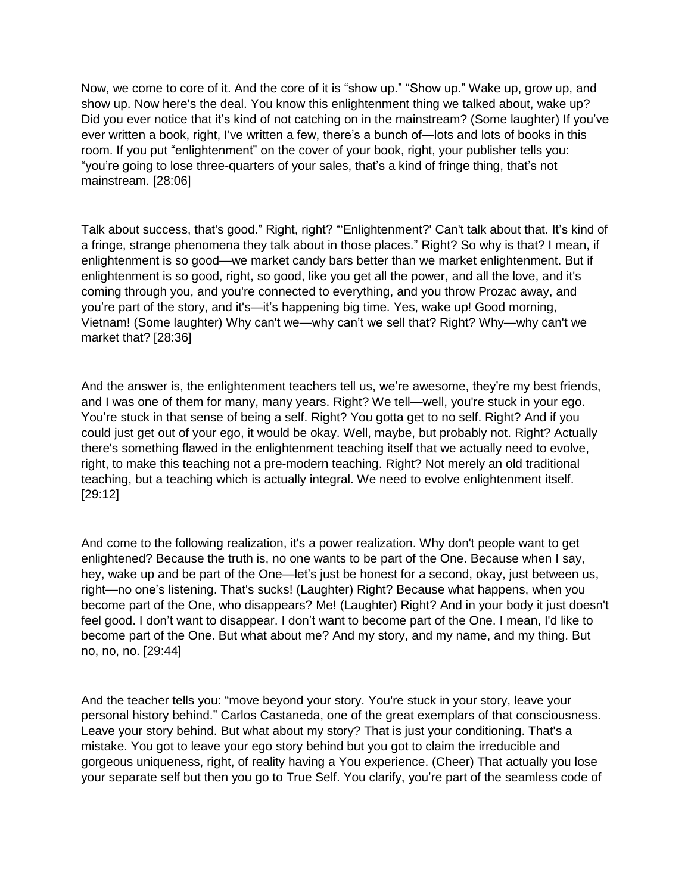Now, we come to core of it. And the core of it is "show up." "Show up." Wake up, grow up, and show up. Now here's the deal. You know this enlightenment thing we talked about, wake up? Did you ever notice that it's kind of not catching on in the mainstream? (Some laughter) If you've ever written a book, right, I've written a few, there's a bunch of—lots and lots of books in this room. If you put "enlightenment" on the cover of your book, right, your publisher tells you: "you're going to lose three-quarters of your sales, that's a kind of fringe thing, that's not mainstream. [28:06]

Talk about success, that's good." Right, right? "'Enlightenment?' Can't talk about that. It's kind of a fringe, strange phenomena they talk about in those places." Right? So why is that? I mean, if enlightenment is so good—we market candy bars better than we market enlightenment. But if enlightenment is so good, right, so good, like you get all the power, and all the love, and it's coming through you, and you're connected to everything, and you throw Prozac away, and you're part of the story, and it's—it's happening big time. Yes, wake up! Good morning, Vietnam! (Some laughter) Why can't we—why can't we sell that? Right? Why—why can't we market that? [28:36]

And the answer is, the enlightenment teachers tell us, we're awesome, they're my best friends, and I was one of them for many, many years. Right? We tell—well, you're stuck in your ego. You're stuck in that sense of being a self. Right? You gotta get to no self. Right? And if you could just get out of your ego, it would be okay. Well, maybe, but probably not. Right? Actually there's something flawed in the enlightenment teaching itself that we actually need to evolve, right, to make this teaching not a pre-modern teaching. Right? Not merely an old traditional teaching, but a teaching which is actually integral. We need to evolve enlightenment itself. [29:12]

And come to the following realization, it's a power realization. Why don't people want to get enlightened? Because the truth is, no one wants to be part of the One. Because when I say, hey, wake up and be part of the One—let's just be honest for a second, okay, just between us, right—no one's listening. That's sucks! (Laughter) Right? Because what happens, when you become part of the One, who disappears? Me! (Laughter) Right? And in your body it just doesn't feel good. I don't want to disappear. I don't want to become part of the One. I mean, I'd like to become part of the One. But what about me? And my story, and my name, and my thing. But no, no, no. [29:44]

And the teacher tells you: "move beyond your story. You're stuck in your story, leave your personal history behind." Carlos Castaneda, one of the great exemplars of that consciousness. Leave your story behind. But what about my story? That is just your conditioning. That's a mistake. You got to leave your ego story behind but you got to claim the irreducible and gorgeous uniqueness, right, of reality having a You experience. (Cheer) That actually you lose your separate self but then you go to True Self. You clarify, you're part of the seamless code of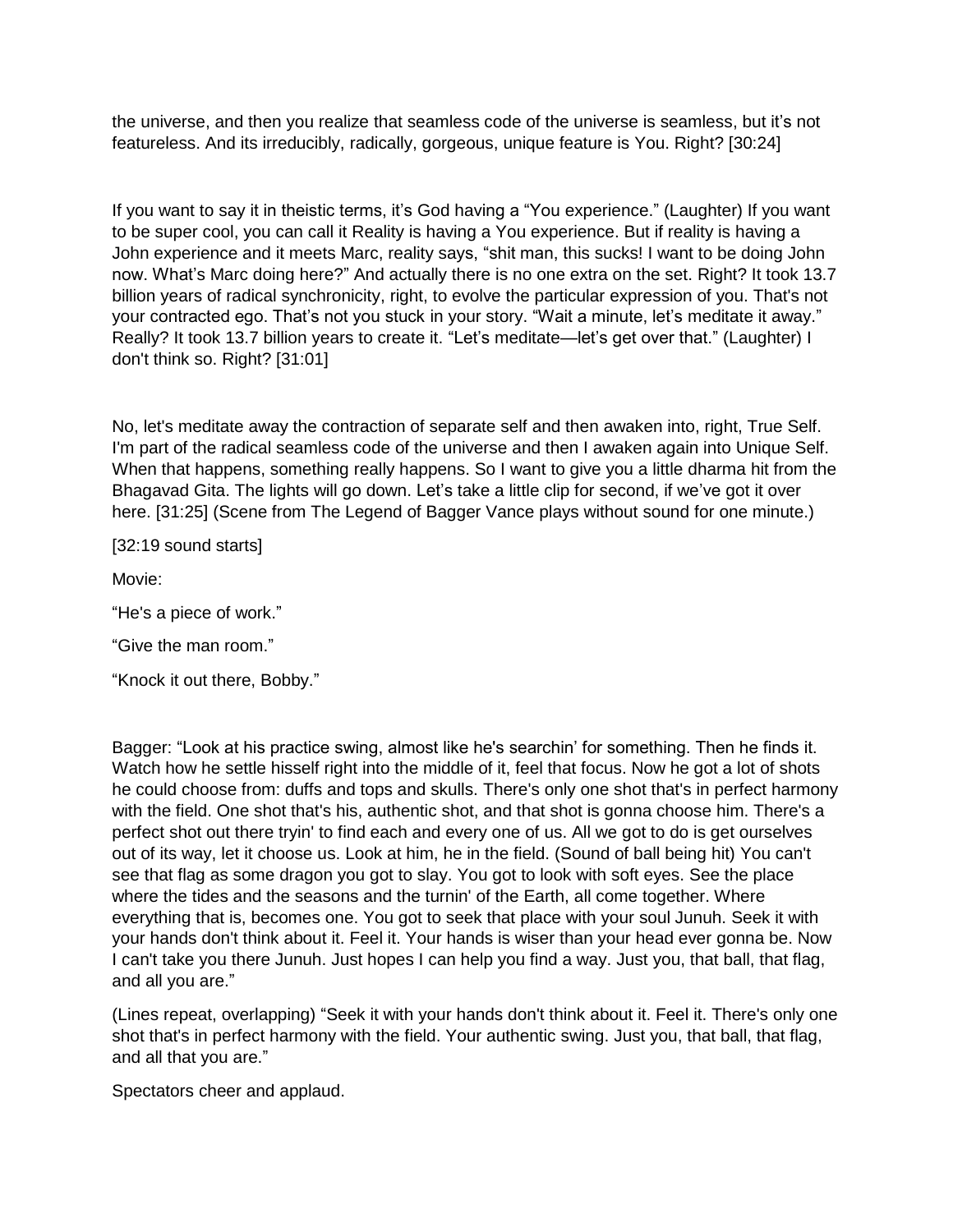the universe, and then you realize that seamless code of the universe is seamless, but it's not featureless. And its irreducibly, radically, gorgeous, unique feature is You. Right? [30:24]

If you want to say it in theistic terms, it's God having a "You experience." (Laughter) If you want to be super cool, you can call it Reality is having a You experience. But if reality is having a John experience and it meets Marc, reality says, "shit man, this sucks! I want to be doing John now. What's Marc doing here?" And actually there is no one extra on the set. Right? It took 13.7 billion years of radical synchronicity, right, to evolve the particular expression of you. That's not your contracted ego. That's not you stuck in your story. "Wait a minute, let's meditate it away." Really? It took 13.7 billion years to create it. "Let's meditate—let's get over that." (Laughter) I don't think so. Right? [31:01]

No, let's meditate away the contraction of separate self and then awaken into, right, True Self. I'm part of the radical seamless code of the universe and then I awaken again into Unique Self. When that happens, something really happens. So I want to give you a little dharma hit from the Bhagavad Gita. The lights will go down. Let's take a little clip for second, if we've got it over here. [31:25] (Scene from The Legend of Bagger Vance plays without sound for one minute.)

[32:19 sound starts]

Movie:

"He's a piece of work."

"Give the man room."

"Knock it out there, Bobby."

Bagger: "Look at his practice swing, almost like he's searchin' for something. Then he finds it. Watch how he settle hisself right into the middle of it, feel that focus. Now he got a lot of shots he could choose from: duffs and tops and skulls. There's only one shot that's in perfect harmony with the field. One shot that's his, authentic shot, and that shot is gonna choose him. There's a perfect shot out there tryin' to find each and every one of us. All we got to do is get ourselves out of its way, let it choose us. Look at him, he in the field. (Sound of ball being hit) You can't see that flag as some dragon you got to slay. You got to look with soft eyes. See the place where the tides and the seasons and the turnin' of the Earth, all come together. Where everything that is, becomes one. You got to seek that place with your soul Junuh. Seek it with your hands don't think about it. Feel it. Your hands is wiser than your head ever gonna be. Now I can't take you there Junuh. Just hopes I can help you find a way. Just you, that ball, that flag, and all you are."

(Lines repeat, overlapping) "Seek it with your hands don't think about it. Feel it. There's only one shot that's in perfect harmony with the field. Your authentic swing. Just you, that ball, that flag, and all that you are."

Spectators cheer and applaud.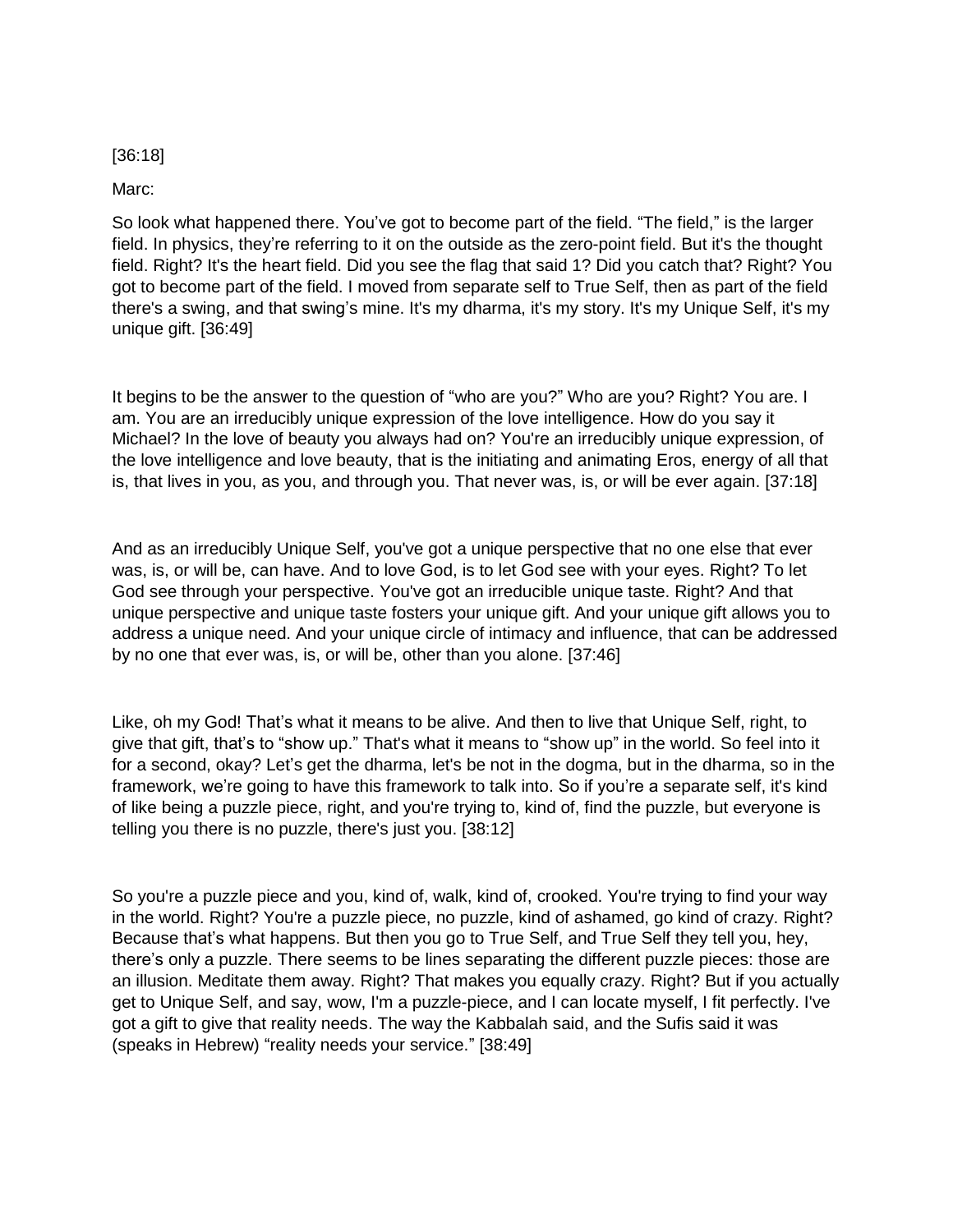[36:18]

Marc:

So look what happened there. You've got to become part of the field. "The field," is the larger field. In physics, they're referring to it on the outside as the zero-point field. But it's the thought field. Right? It's the heart field. Did you see the flag that said 1? Did you catch that? Right? You got to become part of the field. I moved from separate self to True Self, then as part of the field there's a swing, and that swing's mine. It's my dharma, it's my story. It's my Unique Self, it's my unique gift. [36:49]

It begins to be the answer to the question of "who are you?" Who are you? Right? You are. I am. You are an irreducibly unique expression of the love intelligence. How do you say it Michael? In the love of beauty you always had on? You're an irreducibly unique expression, of the love intelligence and love beauty, that is the initiating and animating Eros, energy of all that is, that lives in you, as you, and through you. That never was, is, or will be ever again. [37:18]

And as an irreducibly Unique Self, you've got a unique perspective that no one else that ever was, is, or will be, can have. And to love God, is to let God see with your eyes. Right? To let God see through your perspective. You've got an irreducible unique taste. Right? And that unique perspective and unique taste fosters your unique gift. And your unique gift allows you to address a unique need. And your unique circle of intimacy and influence, that can be addressed by no one that ever was, is, or will be, other than you alone. [37:46]

Like, oh my God! That's what it means to be alive. And then to live that Unique Self, right, to give that gift, that's to "show up." That's what it means to "show up" in the world. So feel into it for a second, okay? Let's get the dharma, let's be not in the dogma, but in the dharma, so in the framework, we're going to have this framework to talk into. So if you're a separate self, it's kind of like being a puzzle piece, right, and you're trying to, kind of, find the puzzle, but everyone is telling you there is no puzzle, there's just you. [38:12]

So you're a puzzle piece and you, kind of, walk, kind of, crooked. You're trying to find your way in the world. Right? You're a puzzle piece, no puzzle, kind of ashamed, go kind of crazy. Right? Because that's what happens. But then you go to True Self, and True Self they tell you, hey, there's only a puzzle. There seems to be lines separating the different puzzle pieces: those are an illusion. Meditate them away. Right? That makes you equally crazy. Right? But if you actually get to Unique Self, and say, wow, I'm a puzzle-piece, and I can locate myself, I fit perfectly. I've got a gift to give that reality needs. The way the Kabbalah said, and the Sufis said it was (speaks in Hebrew) "reality needs your service." [38:49]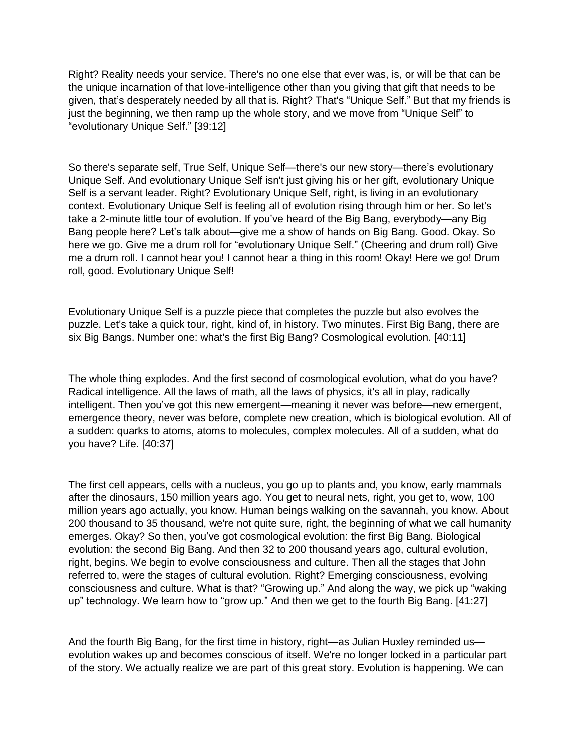Right? Reality needs your service. There's no one else that ever was, is, or will be that can be the unique incarnation of that love-intelligence other than you giving that gift that needs to be given, that's desperately needed by all that is. Right? That's "Unique Self." But that my friends is just the beginning, we then ramp up the whole story, and we move from "Unique Self" to "evolutionary Unique Self." [39:12]

So there's separate self, True Self, Unique Self—there's our new story—there's evolutionary Unique Self. And evolutionary Unique Self isn't just giving his or her gift, evolutionary Unique Self is a servant leader. Right? Evolutionary Unique Self, right, is living in an evolutionary context. Evolutionary Unique Self is feeling all of evolution rising through him or her. So let's take a 2-minute little tour of evolution. If you've heard of the Big Bang, everybody—any Big Bang people here? Let's talk about—give me a show of hands on Big Bang. Good. Okay. So here we go. Give me a drum roll for "evolutionary Unique Self." (Cheering and drum roll) Give me a drum roll. I cannot hear you! I cannot hear a thing in this room! Okay! Here we go! Drum roll, good. Evolutionary Unique Self!

Evolutionary Unique Self is a puzzle piece that completes the puzzle but also evolves the puzzle. Let's take a quick tour, right, kind of, in history. Two minutes. First Big Bang, there are six Big Bangs. Number one: what's the first Big Bang? Cosmological evolution. [40:11]

The whole thing explodes. And the first second of cosmological evolution, what do you have? Radical intelligence. All the laws of math, all the laws of physics, it's all in play, radically intelligent. Then you've got this new emergent—meaning it never was before—new emergent, emergence theory, never was before, complete new creation, which is biological evolution. All of a sudden: quarks to atoms, atoms to molecules, complex molecules. All of a sudden, what do you have? Life. [40:37]

The first cell appears, cells with a nucleus, you go up to plants and, you know, early mammals after the dinosaurs, 150 million years ago. You get to neural nets, right, you get to, wow, 100 million years ago actually, you know. Human beings walking on the savannah, you know. About 200 thousand to 35 thousand, we're not quite sure, right, the beginning of what we call humanity emerges. Okay? So then, you've got cosmological evolution: the first Big Bang. Biological evolution: the second Big Bang. And then 32 to 200 thousand years ago, cultural evolution, right, begins. We begin to evolve consciousness and culture. Then all the stages that John referred to, were the stages of cultural evolution. Right? Emerging consciousness, evolving consciousness and culture. What is that? "Growing up." And along the way, we pick up "waking up" technology. We learn how to "grow up." And then we get to the fourth Big Bang. [41:27]

And the fourth Big Bang, for the first time in history, right—as Julian Huxley reminded us—evolution wakes up and becomes conscious of itself. We're no longer locked in a particular part of the story. We actually realize we are part of this great story. Evolution is happening. We can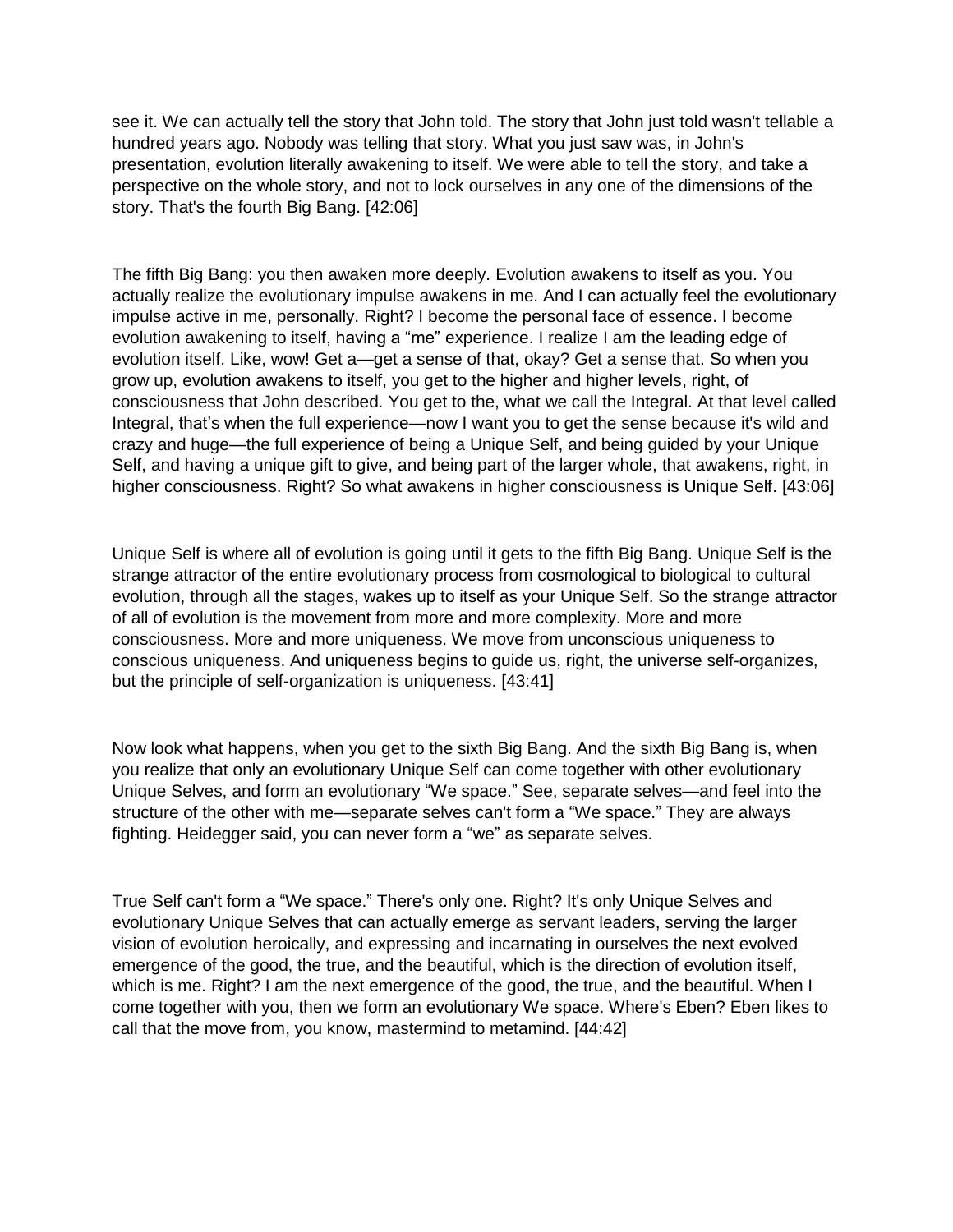see it. We can actually tell the story that John told. The story that John just told wasn't tellable a hundred years ago. Nobody was telling that story. What you just saw was, in John's presentation, evolution literally awakening to itself. We were able to tell the story, and take a perspective on the whole story, and not to lock ourselves in any one of the dimensions of the story. That's the fourth Big Bang. [42:06]

The fifth Big Bang: you then awaken more deeply. Evolution awakens to itself as you. You actually realize the evolutionary impulse awakens in me. And I can actually feel the evolutionary impulse active in me, personally. Right? I become the personal face of essence. I become evolution awakening to itself, having a "me" experience. I realize I am the leading edge of evolution itself. Like, wow! Get a—get a sense of that, okay? Get a sense that. So when you grow up, evolution awakens to itself, you get to the higher and higher levels, right, of consciousness that John described. You get to the, what we call the Integral. At that level called Integral, that's when the full experience—now I want you to get the sense because it's wild and crazy and huge—the full experience of being a Unique Self, and being guided by your Unique Self, and having a unique gift to give, and being part of the larger whole, that awakens, right, in higher consciousness. Right? So what awakens in higher consciousness is Unique Self. [43:06]

Unique Self is where all of evolution is going until it gets to the fifth Big Bang. Unique Self is the strange attractor of the entire evolutionary process from cosmological to biological to cultural evolution, through all the stages, wakes up to itself as your Unique Self. So the strange attractor of all of evolution is the movement from more and more complexity. More and more consciousness. More and more uniqueness. We move from unconscious uniqueness to conscious uniqueness. And uniqueness begins to guide us, right, the universe self-organizes, but the principle of self-organization is uniqueness. [43:41]

Now look what happens, when you get to the sixth Big Bang. And the sixth Big Bang is, when you realize that only an evolutionary Unique Self can come together with other evolutionary Unique Selves, and form an evolutionary "We space." See, separate selves—and feel into the structure of the other with me—separate selves can't form a "We space." They are always fighting. Heidegger said, you can never form a "we" as separate selves.

True Self can't form a "We space." There's only one. Right? It's only Unique Selves and evolutionary Unique Selves that can actually emerge as servant leaders, serving the larger vision of evolution heroically, and expressing and incarnating in ourselves the next evolved emergence of the good, the true, and the beautiful, which is the direction of evolution itself, which is me. Right? I am the next emergence of the good, the true, and the beautiful. When I come together with you, then we form an evolutionary We space. Where's Eben? Eben likes to call that the move from, you know, mastermind to metamind. [44:42]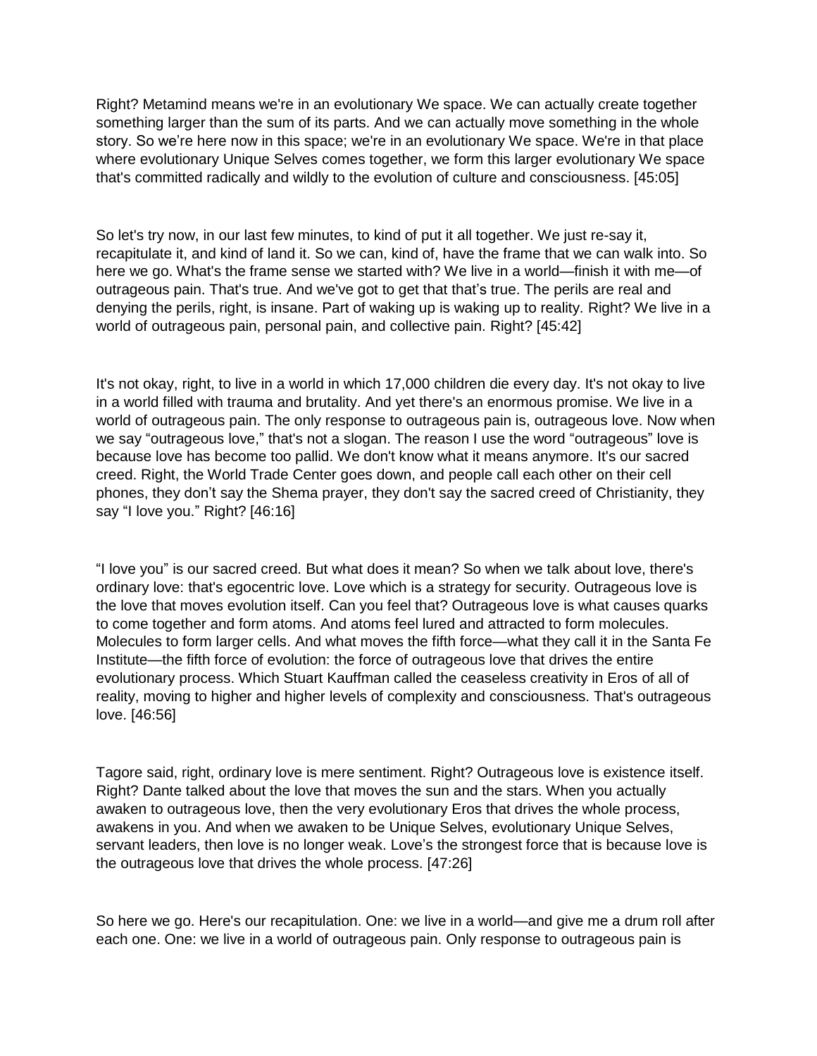Right? Metamind means we're in an evolutionary We space. We can actually create together something larger than the sum of its parts. And we can actually move something in the whole story. So we're here now in this space; we're in an evolutionary We space. We're in that place where evolutionary Unique Selves comes together, we form this larger evolutionary We space that's committed radically and wildly to the evolution of culture and consciousness. [45:05]

So let's try now, in our last few minutes, to kind of put it all together. We just re-say it, recapitulate it, and kind of land it. So we can, kind of, have the frame that we can walk into. So here we go. What's the frame sense we started with? We live in a world—finish it with me—of outrageous pain. That's true. And we've got to get that that's true. The perils are real and denying the perils, right, is insane. Part of waking up is waking up to reality. Right? We live in a world of outrageous pain, personal pain, and collective pain. Right? [45:42]

It's not okay, right, to live in a world in which 17,000 children die every day. It's not okay to live in a world filled with trauma and brutality. And yet there's an enormous promise. We live in a world of outrageous pain. The only response to outrageous pain is, outrageous love. Now when we say "outrageous love," that's not a slogan. The reason I use the word "outrageous" love is because love has become too pallid. We don't know what it means anymore. It's our sacred creed. Right, the World Trade Center goes down, and people call each other on their cell phones, they don't say the Shema prayer, they don't say the sacred creed of Christianity, they say "I love you." Right? [46:16]

"I love you" is our sacred creed. But what does it mean? So when we talk about love, there's ordinary love: that's egocentric love. Love which is a strategy for security. Outrageous love is the love that moves evolution itself. Can you feel that? Outrageous love is what causes quarks to come together and form atoms. And atoms feel lured and attracted to form molecules. Molecules to form larger cells. And what moves the fifth force—what they call it in the Santa Fe Institute—the fifth force of evolution: the force of outrageous love that drives the entire evolutionary process. Which Stuart Kauffman called the ceaseless creativity in Eros of all of reality, moving to higher and higher levels of complexity and consciousness. That's outrageous love. [46:56]

Tagore said, right, ordinary love is mere sentiment. Right? Outrageous love is existence itself. Right? Dante talked about the love that moves the sun and the stars. When you actually awaken to outrageous love, then the very evolutionary Eros that drives the whole process, awakens in you. And when we awaken to be Unique Selves, evolutionary Unique Selves, servant leaders, then love is no longer weak. Love's the strongest force that is because love is the outrageous love that drives the whole process. [47:26]

So here we go. Here's our recapitulation. One: we live in a world—and give me a drum roll after each one. One: we live in a world of outrageous pain. Only response to outrageous pain is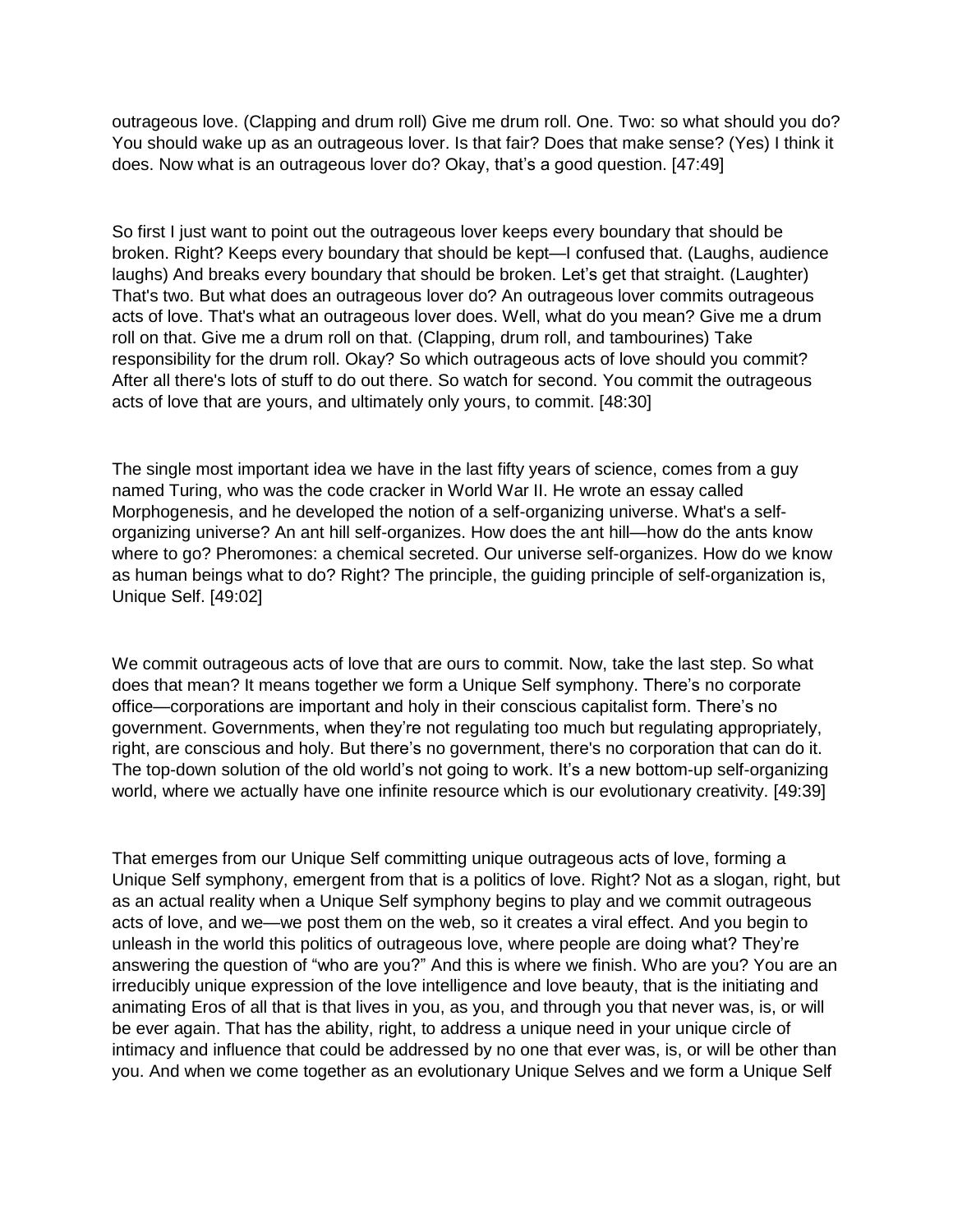outrageous love. (Clapping and drum roll) Give me drum roll. One. Two: so what should you do? You should wake up as an outrageous lover. Is that fair? Does that make sense? (Yes) I think it does. Now what is an outrageous lover do? Okay, that's a good question. [47:49]

So first I just want to point out the outrageous lover keeps every boundary that should be broken. Right? Keeps every boundary that should be kept—I confused that. (Laughs, audience laughs) And breaks every boundary that should be broken. Let's get that straight. (Laughter) That's two. But what does an outrageous lover do? An outrageous lover commits outrageous acts of love. That's what an outrageous lover does. Well, what do you mean? Give me a drum roll on that. Give me a drum roll on that. (Clapping, drum roll, and tambourines) Take responsibility for the drum roll. Okay? So which outrageous acts of love should you commit? After all there's lots of stuff to do out there. So watch for second. You commit the outrageous acts of love that are yours, and ultimately only yours, to commit. [48:30]

The single most important idea we have in the last fifty years of science, comes from a guy named Turing, who was the code cracker in World War II. He wrote an essay called Morphogenesis, and he developed the notion of a self-organizing universe. What's a self-organizing universe? An ant hill self-organizes. How does the ant hill—how do the ants know where to go? Pheromones: a chemical secreted. Our universe self-organizes. How do we know as human beings what to do? Right? The principle, the guiding principle of self-organization is, Unique Self. [49:02]

We commit outrageous acts of love that are ours to commit. Now, take the last step. So what does that mean? It means together we form a Unique Self symphony. There's no corporate office—corporations are important and holy in their conscious capitalist form. There's no government. Governments, when they're not regulating too much but regulating appropriately, right, are conscious and holy. But there's no government, there's no corporation that can do it. The top-down solution of the old world's not going to work. It's a new bottom-up self-organizing world, where we actually have one infinite resource which is our evolutionary creativity. [49:39]

That emerges from our Unique Self committing unique outrageous acts of love, forming a Unique Self symphony, emergent from that is a politics of love. Right? Not as a slogan, right, but as an actual reality when a Unique Self symphony begins to play and we commit outrageous acts of love, and we—we post them on the web, so it creates a viral effect. And you begin to unleash in the world this politics of outrageous love, where people are doing what? They're answering the question of "who are you?" And this is where we finish. Who are you? You are an irreducibly unique expression of the love intelligence and love beauty, that is the initiating and animating Eros of all that is that lives in you, as you, and through you that never was, is, or will be ever again. That has the ability, right, to address a unique need in your unique circle of intimacy and influence that could be addressed by no one that ever was, is, or will be other than you. And when we come together as an evolutionary Unique Selves and we form a Unique Self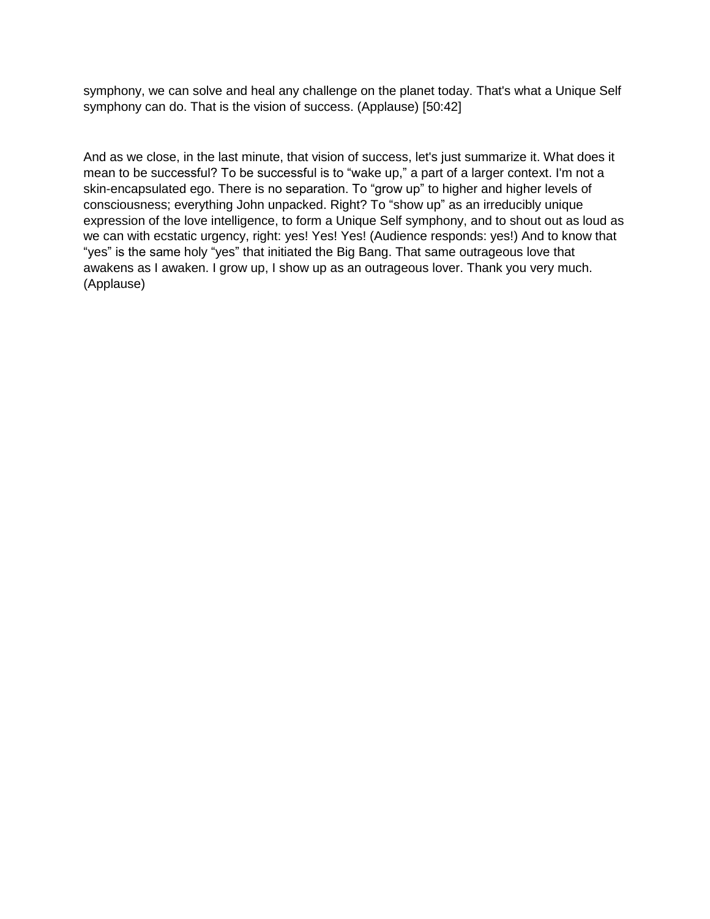symphony, we can solve and heal any challenge on the planet today. That's what a Unique Self symphony can do. That is the vision of success. (Applause) [50:42]

And as we close, in the last minute, that vision of success, let's just summarize it. What does it mean to be successful? To be successful is to “wake up,” a part of a larger context. I'm not a skin-encapsulated ego. There is no separation. To “grow up” to higher and higher levels of consciousness; everything John unpacked. Right? To “show up” as an irreducibly unique expression of the love intelligence, to form a Unique Self symphony, and to shout out as loud as we can with ecstatic urgency, right: yes! Yes! Yes! (Audience responds: yes!) And to know that “yes” is the same holy “yes” that initiated the Big Bang. That same outrageous love that awakens as I awaken. I grow up, I show up as an outrageous lover. Thank you very much. (Applause)